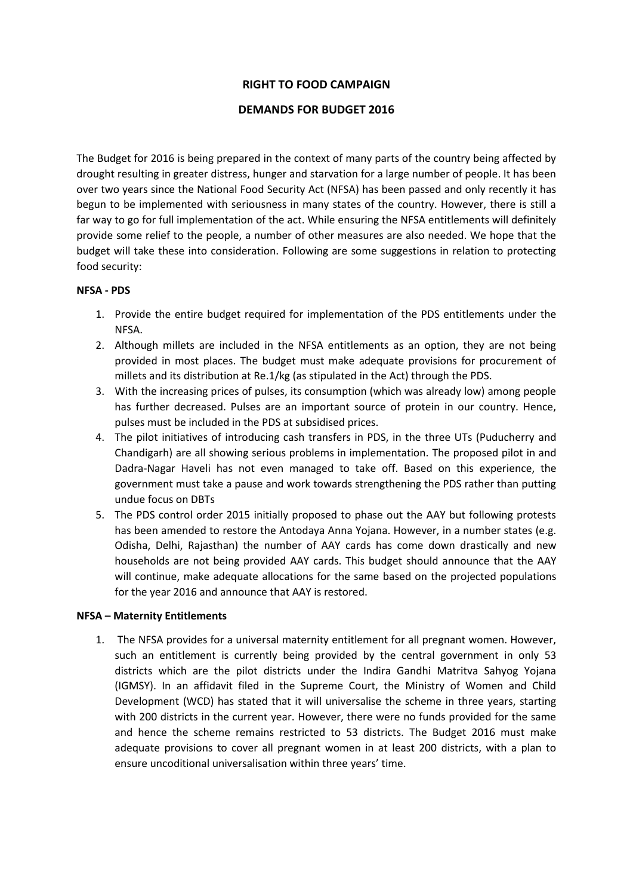# RIGHT TO FOOD CAMPAIGN

## DEMANDS FOR BUDGET 2016

The Budget for 2016 is being prepared in the context of many parts of the country being affected by drought resulting in greater distress, hunger and starvation for a large number of people. It has been over two years since the National Food Security Act (NFSA) has been passed and only recently it has begun to be implemented with seriousness in many states of the country. However, there is still a far way to go for full implementation of the act. While ensuring the NFSA entitlements will definitely provide some relief to the people, a number of other measures are also needed. We hope that the budget will take these into consideration. Following are some suggestions in relation to protecting food security:

### NFSA - PDS

1. Provide the entire budget required for implementation of the PDS entitlements under the NFSA.
2. Although millets are included in the NFSA entitlements as an option, they are not being provided in most places. The budget must make adequate provisions for procurement of millets and its distribution at Re.1/kg (as stipulated in the Act) through the PDS.
3. With the increasing prices of pulses, its consumption (which was already low) among people has further decreased. Pulses are an important source of protein in our country. Hence, pulses must be included in the PDS at subsidised prices.
4. The pilot initiatives of introducing cash transfers in PDS, in the three UTs (Puducherry and Chandigarh) are all showing serious problems in implementation. The proposed pilot in and Dadra-Nagar Haveli has not even managed to take off. Based on this experience, the government must take a pause and work towards strengthening the PDS rather than putting undue focus on DBTs
5. The PDS control order 2015 initially proposed to phase out the AAY but following protests has been amended to restore the Antodaya Anna Yojana. However, in a number states (e.g. Odisha, Delhi, Rajasthan) the number of AAY cards has come down drastically and new households are not being provided AAY cards. This budget should announce that the AAY will continue, make adequate allocations for the same based on the projected populations for the year 2016 and announce that AAY is restored.

### NFSA – Maternity Entitlements

1. The NFSA provides for a universal maternity entitlement for all pregnant women. However, such an entitlement is currently being provided by the central government in only 53 districts which are the pilot districts under the Indira Gandhi Matritva Sahyog Yojana (IGMSY). In an affidavit filed in the Supreme Court, the Ministry of Women and Child Development (WCD) has stated that it will universalise the scheme in three years, starting with 200 districts in the current year. However, there were no funds provided for the same and hence the scheme remains restricted to 53 districts. The Budget 2016 must make adequate provisions to cover all pregnant women in at least 200 districts, with a plan to ensure uncoditional universalisation within three years' time.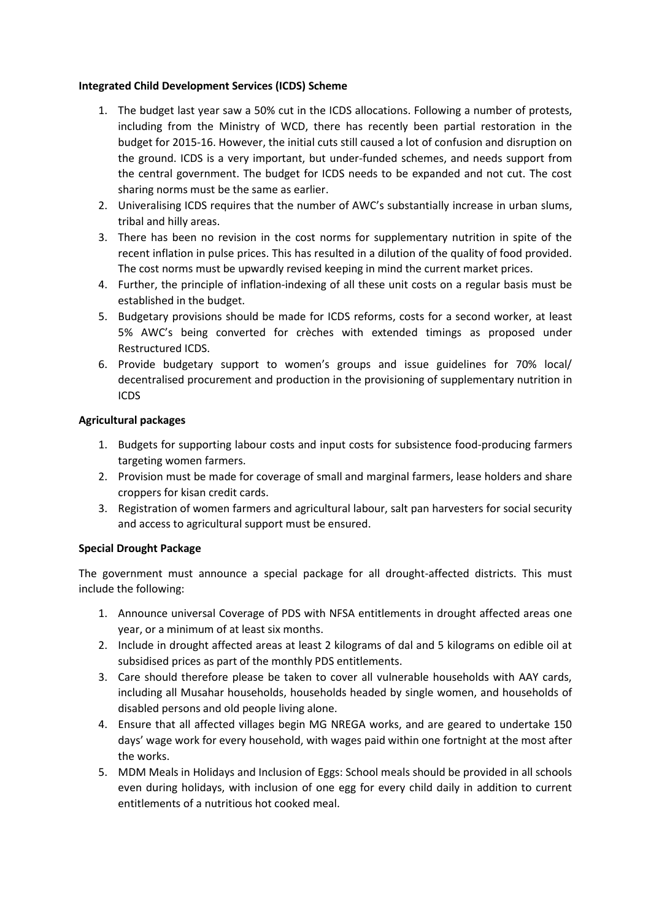**Integrated Child Development Services (ICDS) Scheme**

1. The budget last year saw a 50% cut in the ICDS allocations. Following a number of protests, including from the Ministry of WCD, there has recently been partial restoration in the budget for 2015-16. However, the initial cuts still caused a lot of confusion and disruption on the ground. ICDS is a very important, but under-funded schemes, and needs support from the central government. The budget for ICDS needs to be expanded and not cut. The cost sharing norms must be the same as earlier.
2. Univeralising ICDS requires that the number of AWC's substantially increase in urban slums, tribal and hilly areas.
3. There has been no revision in the cost norms for supplementary nutrition in spite of the recent inflation in pulse prices. This has resulted in a dilution of the quality of food provided. The cost norms must be upwardly revised keeping in mind the current market prices.
4. Further, the principle of inflation-indexing of all these unit costs on a regular basis must be established in the budget.
5. Budgetary provisions should be made for ICDS reforms, costs for a second worker, at least 5% AWC's being converted for crèches with extended timings as proposed under Restructured ICDS.
6. Provide budgetary support to women's groups and issue guidelines for 70% local/ decentralised procurement and production in the provisioning of supplementary nutrition in ICDS

**Agricultural packages**

1. Budgets for supporting labour costs and input costs for subsistence food-producing farmers targeting women farmers.
2. Provision must be made for coverage of small and marginal farmers, lease holders and share croppers for kisan credit cards.
3. Registration of women farmers and agricultural labour, salt pan harvesters for social security and access to agricultural support must be ensured.

**Special Drought Package**

The government must announce a special package for all drought-affected districts. This must include the following:

1. Announce universal Coverage of PDS with NFSA entitlements in drought affected areas one year, or a minimum of at least six months.
2. Include in drought affected areas at least 2 kilograms of dal and 5 kilograms on edible oil at subsidised prices as part of the monthly PDS entitlements.
3. Care should therefore please be taken to cover all vulnerable households with AAY cards, including all Musahar households, households headed by single women, and households of disabled persons and old people living alone.
4. Ensure that all affected villages begin MG NREGA works, and are geared to undertake 150 days' wage work for every household, with wages paid within one fortnight at the most after the works.
5. MDM Meals in Holidays and Inclusion of Eggs: School meals should be provided in all schools even during holidays, with inclusion of one egg for every child daily in addition to current entitlements of a nutritious hot cooked meal.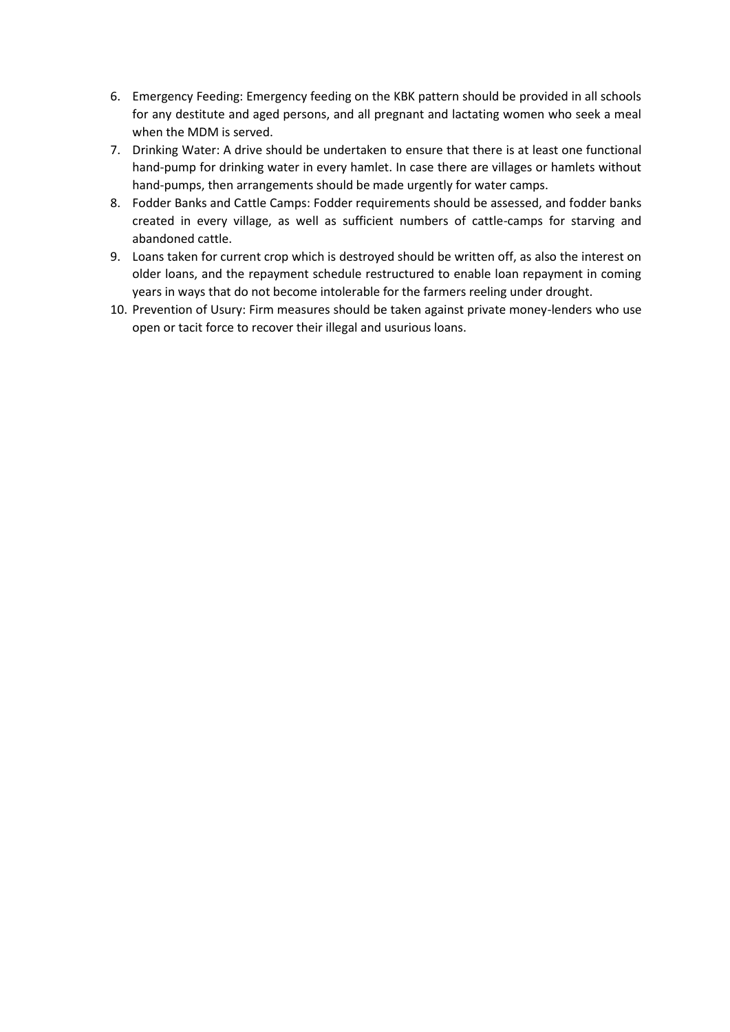6. Emergency Feeding: Emergency feeding on the KBK pattern should be provided in all schools for any destitute and aged persons, and all pregnant and lactating women who seek a meal when the MDM is served.
7. Drinking Water: A drive should be undertaken to ensure that there is at least one functional hand-pump for drinking water in every hamlet. In case there are villages or hamlets without hand-pumps, then arrangements should be made urgently for water camps.
8. Fodder Banks and Cattle Camps: Fodder requirements should be assessed, and fodder banks created in every village, as well as sufficient numbers of cattle-camps for starving and abandoned cattle.
9. Loans taken for current crop which is destroyed should be written off, as also the interest on older loans, and the repayment schedule restructured to enable loan repayment in coming years in ways that do not become intolerable for the farmers reeling under drought.
10. Prevention of Usury: Firm measures should be taken against private money-lenders who use open or tacit force to recover their illegal and usurious loans.